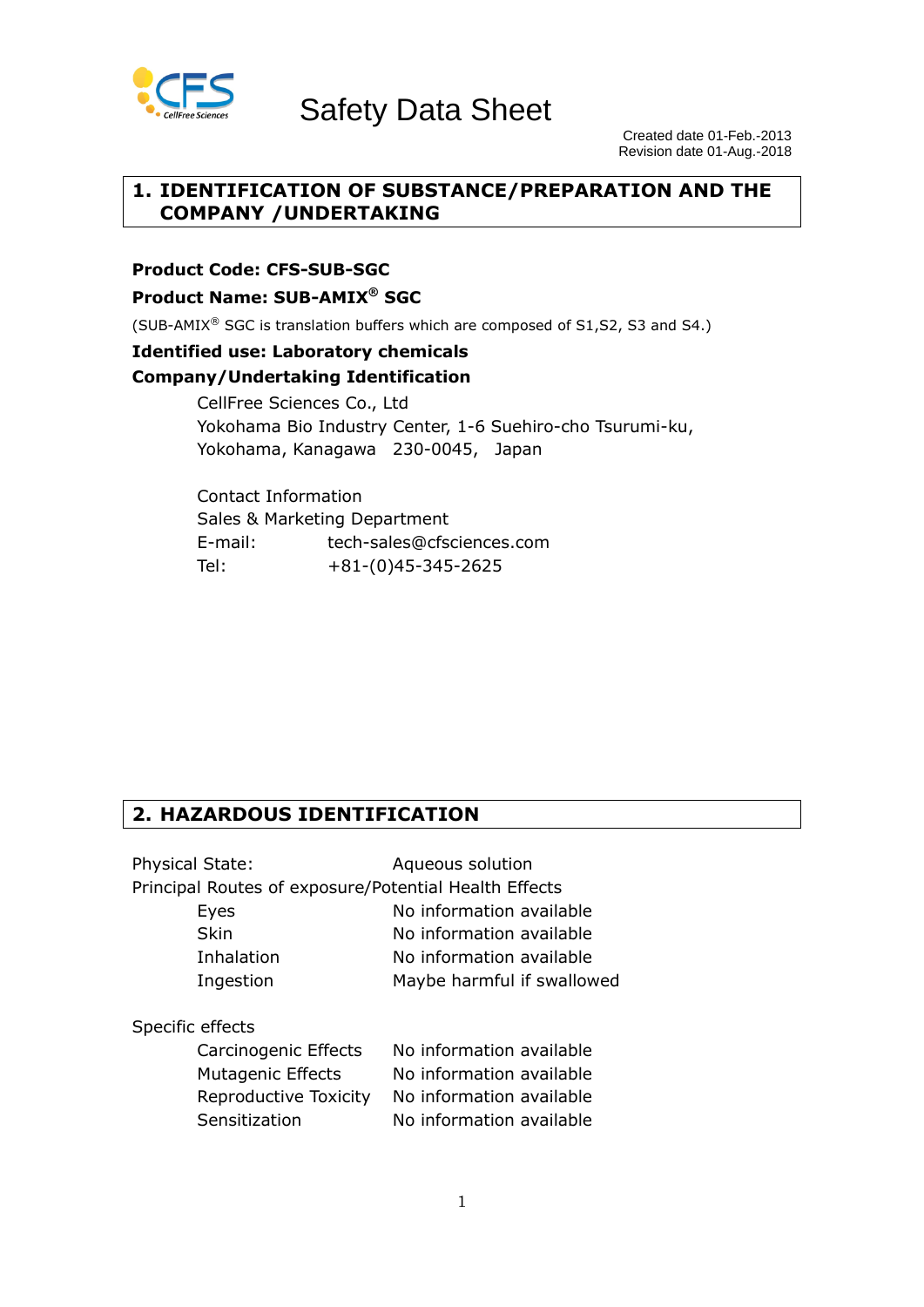# Safety Data Sheet

Created date 01-Feb.-2013
Revision date 01-Aug.-2018

## 1. IDENTIFICATION OF SUBSTANCE/PREPARATION AND THE COMPANY /UNDERTAKING

**Product Code: CFS-SUB-SGC**

**Product Name: SUB-AMIX® SGC**

(SUB-AMIX® SGC is translation buffers which are composed of S1,S2, S3 and S4.)

**Identified use: Laboratory chemicals**

**Company/Undertaking Identification**

CellFree Sciences Co., Ltd
Yokohama Bio Industry Center, 1-6 Suehiro-cho Tsurumi-ku,
Yokohama, Kanagawa 230-0045, Japan

Contact Information
Sales & Marketing Department
E-mail: tech-sales@cfsciences.com
Tel: +81-(0)45-345-2625

## 2. HAZARDOUS IDENTIFICATION

Physical State: Aqueous solution

Principal Routes of exposure/Potential Health Effects

| | |
|---|---|
| Eyes | No information available |
| Skin | No information available |
| Inhalation | No information available |
| Ingestion | Maybe harmful if swallowed |

Specific effects

| | |
|---|---|
| Carcinogenic Effects | No information available |
| Mutagenic Effects | No information available |
| Reproductive Toxicity | No information available |
| Sensitization | No information available |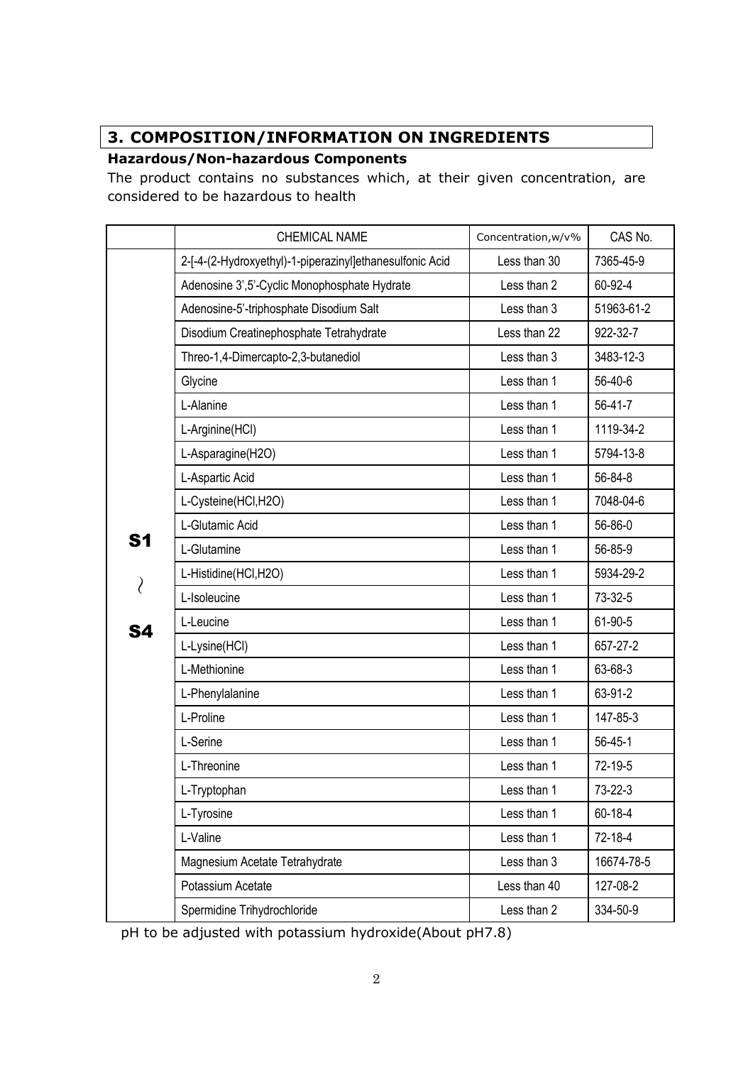## 3. COMPOSITION/INFORMATION ON INGREDIENTS

### Hazardous/Non-hazardous Components

The product contains no substances which, at their given concentration, are considered to be hazardous to health

| | CHEMICAL NAME | Concentration,w/v% | CAS No. |
|---|---|---|---|
| S1 〜 S4 | 2-[-4-(2-Hydroxyethyl)-1-piperazinyl]ethanesulfonic Acid | Less than 30 | 7365-45-9 |
| | Adenosine 3',5'-Cyclic Monophosphate Hydrate | Less than 2 | 60-92-4 |
| | Adenosine-5'-triphosphate Disodium Salt | Less than 3 | 51963-61-2 |
| | Disodium Creatinephosphate Tetrahydrate | Less than 22 | 922-32-7 |
| | Threo-1,4-Dimercapto-2,3-butanediol | Less than 3 | 3483-12-3 |
| | Glycine | Less than 1 | 56-40-6 |
| | L-Alanine | Less than 1 | 56-41-7 |
| | L-Arginine(HCl) | Less than 1 | 1119-34-2 |
| | L-Asparagine(H2O) | Less than 1 | 5794-13-8 |
| | L-Aspartic Acid | Less than 1 | 56-84-8 |
| | L-Cysteine(HCl,H2O) | Less than 1 | 7048-04-6 |
| | L-Glutamic Acid | Less than 1 | 56-86-0 |
| | L-Glutamine | Less than 1 | 56-85-9 |
| | L-Histidine(HCl,H2O) | Less than 1 | 5934-29-2 |
| | L-Isoleucine | Less than 1 | 73-32-5 |
| | L-Leucine | Less than 1 | 61-90-5 |
| | L-Lysine(HCl) | Less than 1 | 657-27-2 |
| | L-Methionine | Less than 1 | 63-68-3 |
| | L-Phenylalanine | Less than 1 | 63-91-2 |
| | L-Proline | Less than 1 | 147-85-3 |
| | L-Serine | Less than 1 | 56-45-1 |
| | L-Threonine | Less than 1 | 72-19-5 |
| | L-Tryptophan | Less than 1 | 73-22-3 |
| | L-Tyrosine | Less than 1 | 60-18-4 |
| | L-Valine | Less than 1 | 72-18-4 |
| | Magnesium Acetate Tetrahydrate | Less than 3 | 16674-78-5 |
| | Potassium Acetate | Less than 40 | 127-08-2 |
| | Spermidine Trihydrochloride | Less than 2 | 334-50-9 |

pH to be adjusted with potassium hydroxide(About pH7.8)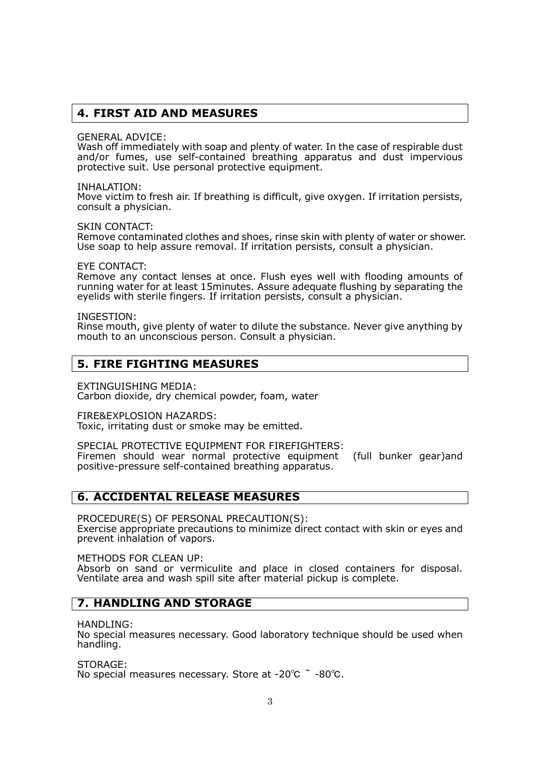## 4. FIRST AID AND MEASURES

GENERAL ADVICE:
Wash off immediately with soap and plenty of water. In the case of respirable dust and/or fumes, use self-contained breathing apparatus and dust impervious protective suit. Use personal protective equipment.

INHALATION:
Move victim to fresh air. If breathing is difficult, give oxygen. If irritation persists, consult a physician.

SKIN CONTACT:
Remove contaminated clothes and shoes, rinse skin with plenty of water or shower. Use soap to help assure removal. If irritation persists, consult a physician.

EYE CONTACT:
Remove any contact lenses at once. Flush eyes well with flooding amounts of running water for at least 15minutes. Assure adequate flushing by separating the eyelids with sterile fingers. If irritation persists, consult a physician.

INGESTION:
Rinse mouth, give plenty of water to dilute the substance. Never give anything by mouth to an unconscious person. Consult a physician.

## 5. FIRE FIGHTING MEASURES

EXTINGUISHING MEDIA:
Carbon dioxide, dry chemical powder, foam, water

FIRE&EXPLOSION HAZARDS:
Toxic, irritating dust or smoke may be emitted.

SPECIAL PROTECTIVE EQUIPMENT FOR FIREFIGHTERS:
Firemen should wear normal protective equipment (full bunker gear)and positive-pressure self-contained breathing apparatus.

## 6. ACCIDENTAL RELEASE MEASURES

PROCEDURE(S) OF PERSONAL PRECAUTION(S):
Exercise appropriate precautions to minimize direct contact with skin or eyes and prevent inhalation of vapors.

METHODS FOR CLEAN UP:
Absorb on sand or vermiculite and place in closed containers for disposal. Ventilate area and wash spill site after material pickup is complete.

## 7. HANDLING AND STORAGE

HANDLING:
No special measures necessary. Good laboratory technique should be used when handling.

STORAGE:
No special measures necessary. Store at -20℃ ~ -80℃.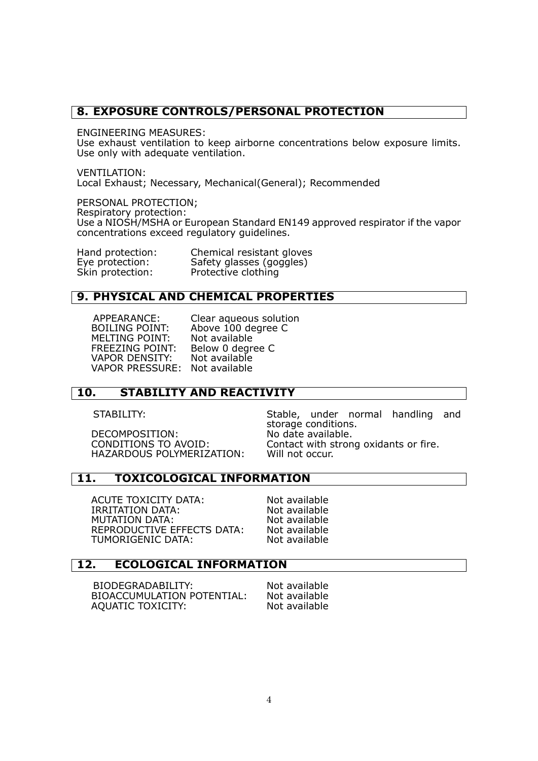## 8. EXPOSURE CONTROLS/PERSONAL PROTECTION

ENGINEERING MEASURES:
Use exhaust ventilation to keep airborne concentrations below exposure limits. Use only with adequate ventilation.

VENTILATION:
Local Exhaust; Necessary, Mechanical(General); Recommended

PERSONAL PROTECTION;
Respiratory protection:
Use a NIOSH/MSHA or European Standard EN149 approved respirator if the vapor concentrations exceed regulatory guidelines.

| | |
|---|---|
| Hand protection: | Chemical resistant gloves |
| Eye protection: | Safety glasses (goggles) |
| Skin protection: | Protective clothing |

## 9. PHYSICAL AND CHEMICAL PROPERTIES

| | |
|---|---|
| APPEARANCE: | Clear aqueous solution |
| BOILING POINT: | Above 100 degree C |
| MELTING POINT: | Not available |
| FREEZING POINT: | Below 0 degree C |
| VAPOR DENSITY: | Not available |
| VAPOR PRESSURE: | Not available |

## 10. STABILITY AND REACTIVITY

| | |
|---|---|
| STABILITY: | Stable, under normal handling and storage conditions. |
| DECOMPOSITION: | No date available. |
| CONDITIONS TO AVOID: | Contact with strong oxidants or fire. |
| HAZARDOUS POLYMERIZATION: | Will not occur. |

## 11. TOXICOLOGICAL INFORMATION

| | |
|---|---|
| ACUTE TOXICITY DATA: | Not available |
| IRRITATION DATA: | Not available |
| MUTATION DATA: | Not available |
| REPRODUCTIVE EFFECTS DATA: | Not available |
| TUMORIGENIC DATA: | Not available |

## 12. ECOLOGICAL INFORMATION

| | |
|---|---|
| BIODEGRADABILITY: | Not available |
| BIOACCUMULATION POTENTIAL: | Not available |
| AQUATIC TOXICITY: | Not available |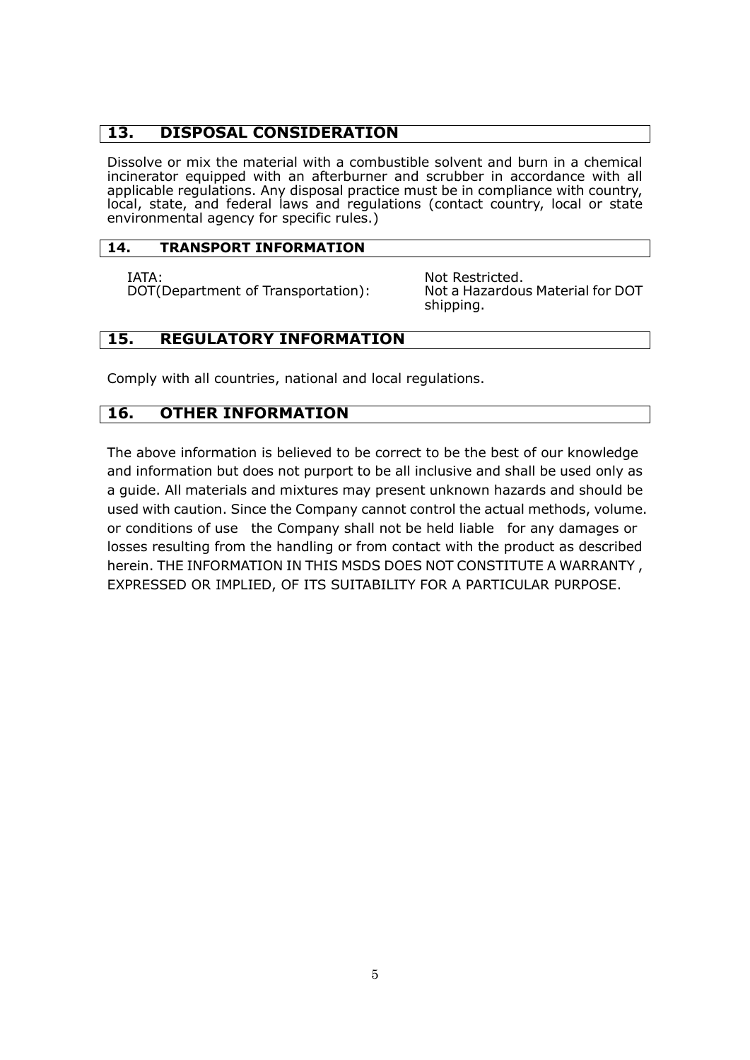## 13. DISPOSAL CONSIDERATION

Dissolve or mix the material with a combustible solvent and burn in a chemical incinerator equipped with an afterburner and scrubber in accordance with all applicable regulations. Any disposal practice must be in compliance with country, local, state, and federal laws and regulations (contact country, local or state environmental agency for specific rules.)

## 14. TRANSPORT INFORMATION

IATA: Not Restricted.

DOT(Department of Transportation): Not a Hazardous Material for DOT shipping.

## 15. REGULATORY INFORMATION

Comply with all countries, national and local regulations.

## 16. OTHER INFORMATION

The above information is believed to be correct to be the best of our knowledge and information but does not purport to be all inclusive and shall be used only as a guide. All materials and mixtures may present unknown hazards and should be used with caution. Since the Company cannot control the actual methods, volume. or conditions of use the Company shall not be held liable for any damages or losses resulting from the handling or from contact with the product as described herein. THE INFORMATION IN THIS MSDS DOES NOT CONSTITUTE A WARRANTY , EXPRESSED OR IMPLIED, OF ITS SUITABILITY FOR A PARTICULAR PURPOSE.